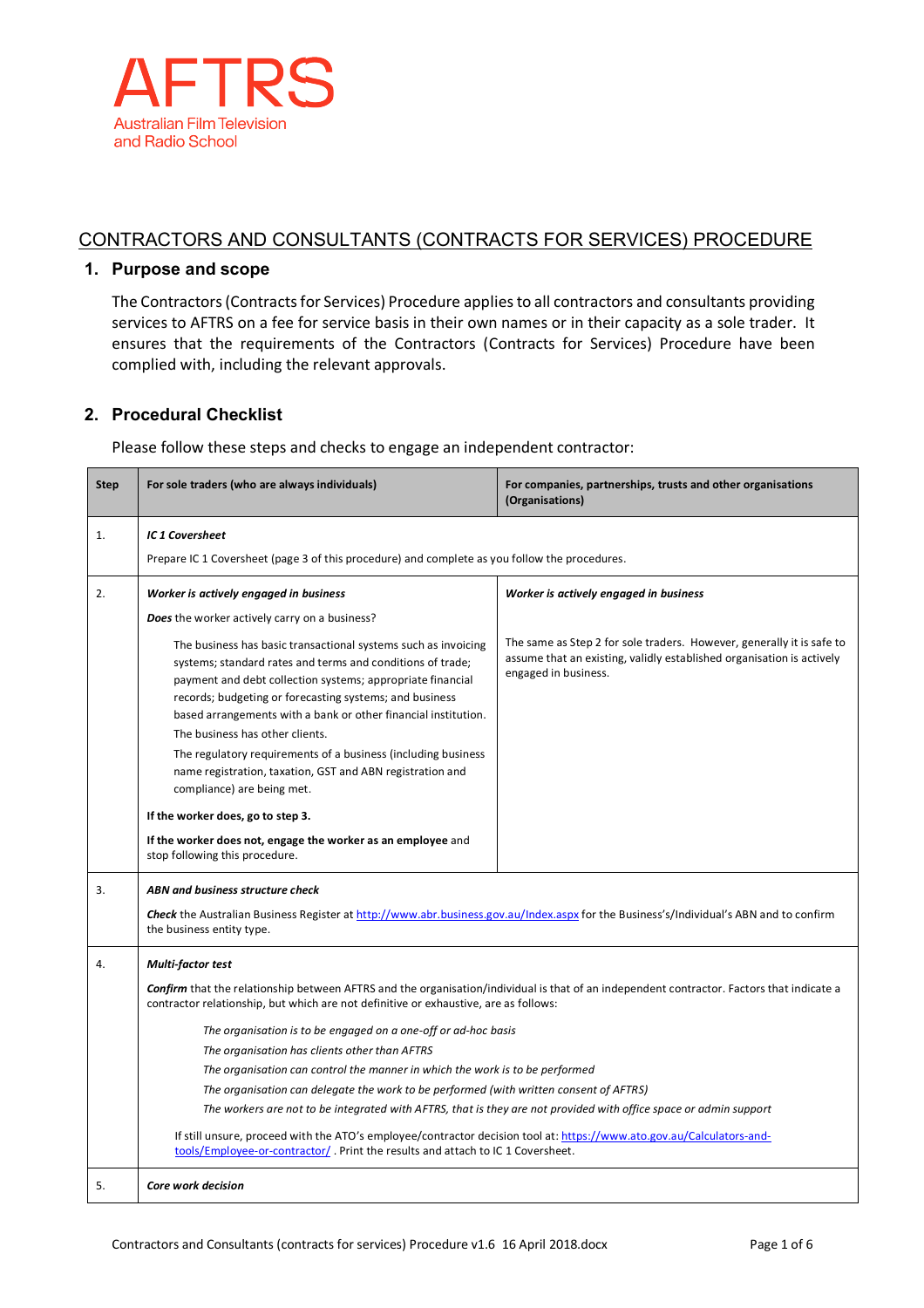AFTRS
Australian Film Television and Radio School

# CONTRACTORS AND CONSULTANTS (CONTRACTS FOR SERVICES) PROCEDURE

## 1. Purpose and scope

The Contractors (Contracts for Services) Procedure applies to all contractors and consultants providing services to AFTRS on a fee for service basis in their own names or in their capacity as a sole trader. It ensures that the requirements of the Contractors (Contracts for Services) Procedure have been complied with, including the relevant approvals.

## 2. Procedural Checklist

Please follow these steps and checks to engage an independent contractor:

| Step | For sole traders (who are always individuals) | For companies, partnerships, trusts and other organisations (Organisations) |
|---|---|---|
| 1. | ***IC 1 Coversheet***<br><br>Prepare IC 1 Coversheet (page 3 of this procedure) and complete as you follow the procedures. | |
| 2. | ***Worker is actively engaged in business***<br><br>***Does*** the worker actively carry on a business?<br><br>The business has basic transactional systems such as invoicing systems; standard rates and terms and conditions of trade; payment and debt collection systems; appropriate financial records; budgeting or forecasting systems; and business based arrangements with a bank or other financial institution.<br>The business has other clients.<br>The regulatory requirements of a business (including business name registration, taxation, GST and ABN registration and compliance) are being met.<br><br>**If the worker does, go to step 3.**<br><br>**If the worker does not, engage the worker as an employee** and stop following this procedure. | ***Worker is actively engaged in business***<br><br>The same as Step 2 for sole traders. However, generally it is safe to assume that an existing, validly established organisation is actively engaged in business. |
| 3. | ***ABN and business structure check***<br><br>***Check*** the Australian Business Register at http://www.abr.business.gov.au/Index.aspx for the Business's/Individual's ABN and to confirm the business entity type. | |
| 4. | ***Multi-factor test***<br><br>***Confirm*** that the relationship between AFTRS and the organisation/individual is that of an independent contractor. Factors that indicate a contractor relationship, but which are not definitive or exhaustive, are as follows:<br><br>*The organisation is to be engaged on a one-off or ad-hoc basis*<br>*The organisation has clients other than AFTRS*<br>*The organisation can control the manner in which the work is to be performed*<br>*The organisation can delegate the work to be performed (with written consent of AFTRS)*<br>*The workers are not to be integrated with AFTRS, that is they are not provided with office space or admin support*<br><br>If still unsure, proceed with the ATO's employee/contractor decision tool at: https://www.ato.gov.au/Calculators-and-tools/Employee-or-contractor/ . Print the results and attach to IC 1 Coversheet. | |
| 5. | ***Core work decision*** | |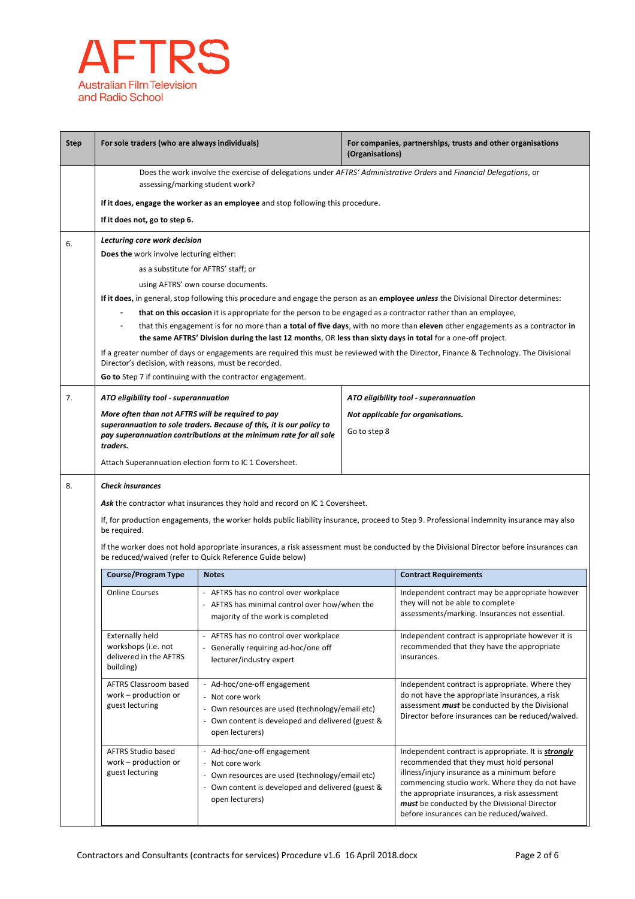| Step | For sole traders (who are always individuals) | For companies, partnerships, trusts and other organisations (Organisations) |
|---|---|---|
| | Does the work involve the exercise of delegations under *AFTRS' Administrative Orders* and *Financial Delegations*, or assessing/marking student work?<br><br>**If it does, engage the worker as an employee** and stop following this procedure.<br><br>**If it does not, go to step 6.** | |
| 6. | ***Lecturing core work decision***<br>**Does the** work involve lecturing either:<br>as a substitute for AFTRS' staff; or<br>using AFTRS' own course documents.<br>**If it does,** in general, stop following this procedure and engage the person as an **employee** ***unless*** the Divisional Director determines:<br>- **that on this occasion** it is appropriate for the person to be engaged as a contractor rather than an employee,<br>- that this engagement is for no more than **a total of five days**, with no more than **eleven** other engagements as a contractor **in the same AFTRS' Division during the last 12 months**, OR **less than sixty days in total** for a one-off project.<br><br>If a greater number of days or engagements are required this must be reviewed with the Director, Finance & Technology. The Divisional Director's decision, with reasons, must be recorded.<br>**Go to** Step 7 if continuing with the contractor engagement. | |
| 7. | ***ATO eligibility tool - superannuation***<br>***More often than not AFTRS will be required to pay superannuation to sole traders. Because of this, it is our policy to pay superannuation contributions at the minimum rate for all sole traders.***<br><br>Attach Superannuation election form to IC 1 Coversheet. | ***ATO eligibility tool - superannuation***<br>***Not applicable for organisations.***<br>Go to step 8 |
| 8. | ***Check insurances***<br>***Ask*** the contractor what insurances they hold and record on IC 1 Coversheet.<br><br>If, for production engagements, the worker holds public liability insurance, proceed to Step 9. Professional indemnity insurance may also be required.<br><br>If the worker does not hold appropriate insurances, a risk assessment must be conducted by the Divisional Director before insurances can be reduced/waived (refer to Quick Reference Guide below) | |

| Course/Program Type | Notes | Contract Requirements |
|---|---|---|
| Online Courses | - AFTRS has no control over workplace<br>- AFTRS has minimal control over how/when the majority of the work is completed | Independent contract may be appropriate however they will not be able to complete assessments/marking. Insurances not essential. |
| Externally held workshops (i.e. not delivered in the AFTRS building) | - AFTRS has no control over workplace<br>- Generally requiring ad-hoc/one off lecturer/industry expert | Independent contract is appropriate however it is recommended that they have the appropriate insurances. |
| AFTRS Classroom based work – production or guest lecturing | - Ad-hoc/one-off engagement<br>- Not core work<br>- Own resources are used (technology/email etc)<br>- Own content is developed and delivered (guest & open lecturers) | Independent contract is appropriate. Where they do not have the appropriate insurances, a risk assessment ***must*** be conducted by the Divisional Director before insurances can be reduced/waived. |
| AFTRS Studio based work – production or guest lecturing | - Ad-hoc/one-off engagement<br>- Not core work<br>- Own resources are used (technology/email etc)<br>- Own content is developed and delivered (guest & open lecturers) | Independent contract is appropriate. It is ***strongly*** recommended that they must hold personal illness/injury insurance as a minimum before commencing studio work. Where they do not have the appropriate insurances, a risk assessment ***must*** be conducted by the Divisional Director before insurances can be reduced/waived. |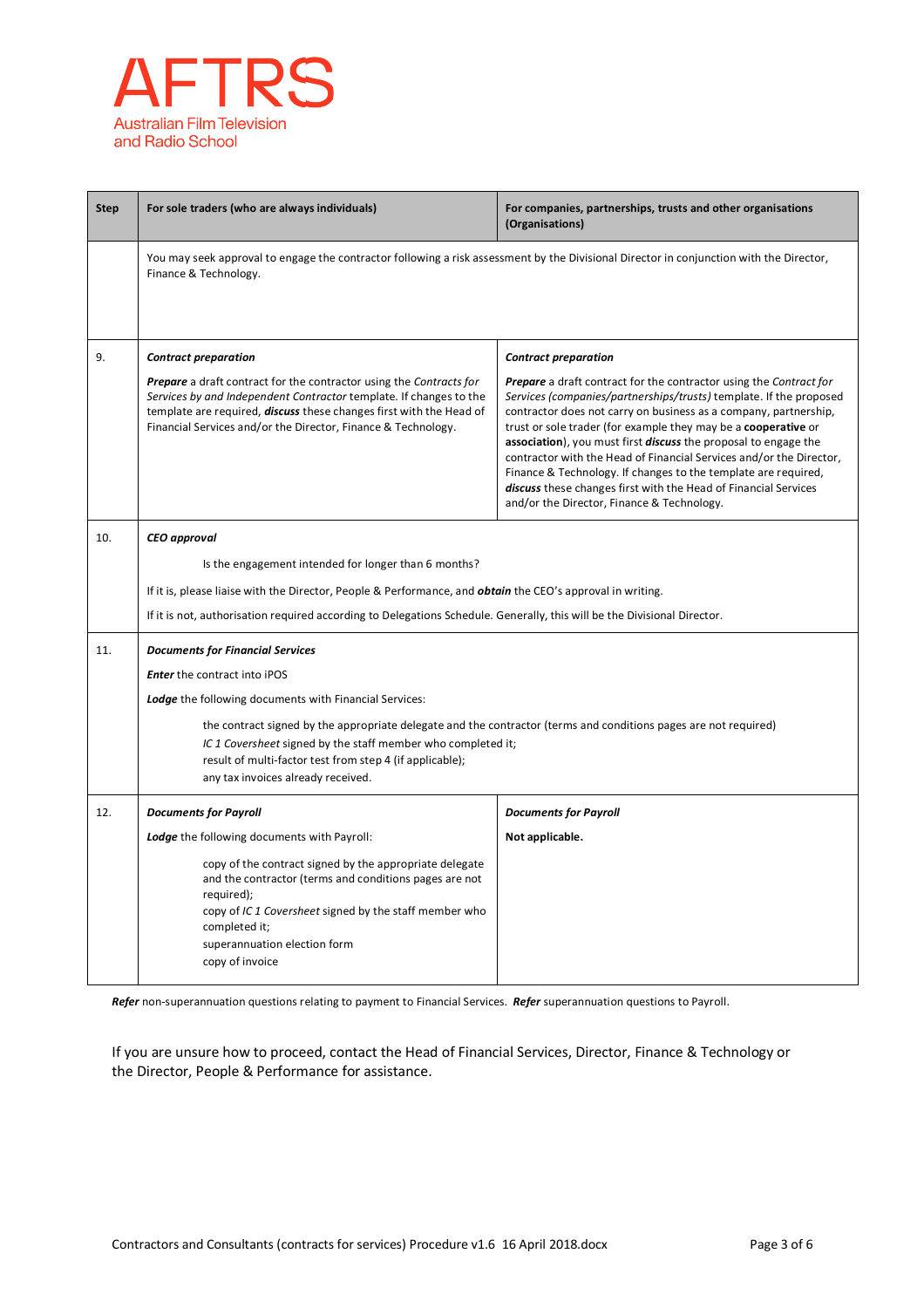| Step | For sole traders (who are always individuals) | For companies, partnerships, trusts and other organisations (Organisations) |
|---|---|---|
| | You may seek approval to engage the contractor following a risk assessment by the Divisional Director in conjunction with the Director, Finance & Technology. | |
| 9. | ***Contract preparation***<br><br>***Prepare*** a draft contract for the contractor using the *Contracts for Services by and Independent Contractor* template. If changes to the template are required, ***discuss*** these changes first with the Head of Financial Services and/or the Director, Finance & Technology. | ***Contract preparation***<br><br>***Prepare*** a draft contract for the contractor using the *Contract for Services (companies/partnerships/trusts)* template. If the proposed contractor does not carry on business as a company, partnership, trust or sole trader (for example they may be a **cooperative** or **association**), you must first ***discuss*** the proposal to engage the contractor with the Head of Financial Services and/or the Director, Finance & Technology. If changes to the template are required, ***discuss*** these changes first with the Head of Financial Services and/or the Director, Finance & Technology. |
| 10. | ***CEO approval***<br><br>Is the engagement intended for longer than 6 months?<br><br>If it is, please liaise with the Director, People & Performance, and ***obtain*** the CEO's approval in writing.<br><br>If it is not, authorisation required according to Delegations Schedule. Generally, this will be the Divisional Director. | |
| 11. | ***Documents for Financial Services***<br><br>***Enter*** the contract into iPOS<br><br>***Lodge*** the following documents with Financial Services:<br><br>the contract signed by the appropriate delegate and the contractor (terms and conditions pages are not required)<br>*IC 1 Coversheet* signed by the staff member who completed it;<br>result of multi-factor test from step 4 (if applicable);<br>any tax invoices already received. | |
| 12. | ***Documents for Payroll***<br><br>***Lodge*** the following documents with Payroll:<br><br>copy of the contract signed by the appropriate delegate and the contractor (terms and conditions pages are not required);<br>copy of *IC 1 Coversheet* signed by the staff member who completed it;<br>superannuation election form<br>copy of invoice | ***Documents for Payroll***<br><br>**Not applicable.** |

***Refer*** non-superannuation questions relating to payment to Financial Services. ***Refer*** superannuation questions to Payroll.

If you are unsure how to proceed, contact the Head of Financial Services, Director, Finance & Technology or the Director, People & Performance for assistance.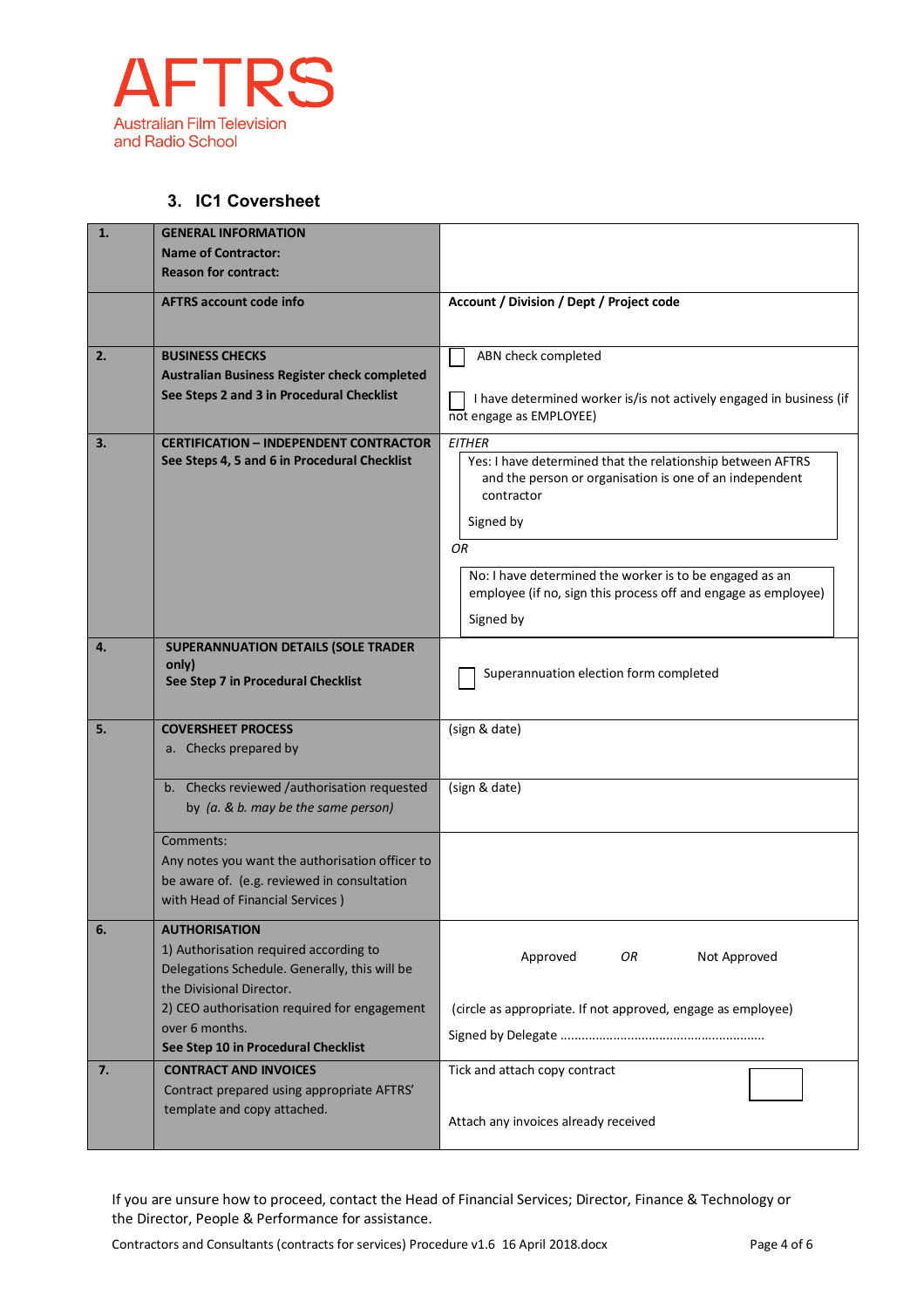AFTRS
Australian Film Television and Radio School

### 3. IC1 Coversheet

| | | |
|---|---|---|
| **1.** | **GENERAL INFORMATION**<br>**Name of Contractor:**<br>**Reason for contract:** | |
| | **AFTRS account code info** | **Account / Division / Dept / Project code** |
| **2.** | **BUSINESS CHECKS**<br>**Australian Business Register check completed**<br>**See Steps 2 and 3 in Procedural Checklist** | ☐ ABN check completed<br><br>☐ I have determined worker is/is not actively engaged in business (if not engage as EMPLOYEE) |
| **3.** | **CERTIFICATION – INDEPENDENT CONTRACTOR**<br>**See Steps 4, 5 and 6 in Procedural Checklist** | *EITHER*<br>Yes: I have determined that the relationship between AFTRS and the person or organisation is one of an independent contractor<br><br>Signed by<br><br>*OR*<br><br>No: I have determined the worker is to be engaged as an employee (if no, sign this process off and engage as employee)<br><br>Signed by |
| **4.** | **SUPERANNUATION DETAILS (SOLE TRADER only)**<br>**See Step 7 in Procedural Checklist** | ☐ Superannuation election form completed |
| **5.** | **COVERSHEET PROCESS**<br>a. Checks prepared by | (sign & date) |
| | b. Checks reviewed /authorisation requested by *(a. & b. may be the same person)* | (sign & date) |
| | Comments:<br>Any notes you want the authorisation officer to be aware of. (e.g. reviewed in consultation with Head of Financial Services ) | |
| **6.** | **AUTHORISATION**<br>1) Authorisation required according to Delegations Schedule. Generally, this will be the Divisional Director.<br>2) CEO authorisation required for engagement over 6 months.<br>**See Step 10 in Procedural Checklist** | Approved *OR* Not Approved<br><br>(circle as appropriate. If not approved, engage as employee)<br>Signed by Delegate ........................................................ |
| **7.** | **CONTRACT AND INVOICES**<br>Contract prepared using appropriate AFTRS' template and copy attached. | Tick and attach copy contract ☐<br><br>Attach any invoices already received |

If you are unsure how to proceed, contact the Head of Financial Services; Director, Finance & Technology or the Director, People & Performance for assistance.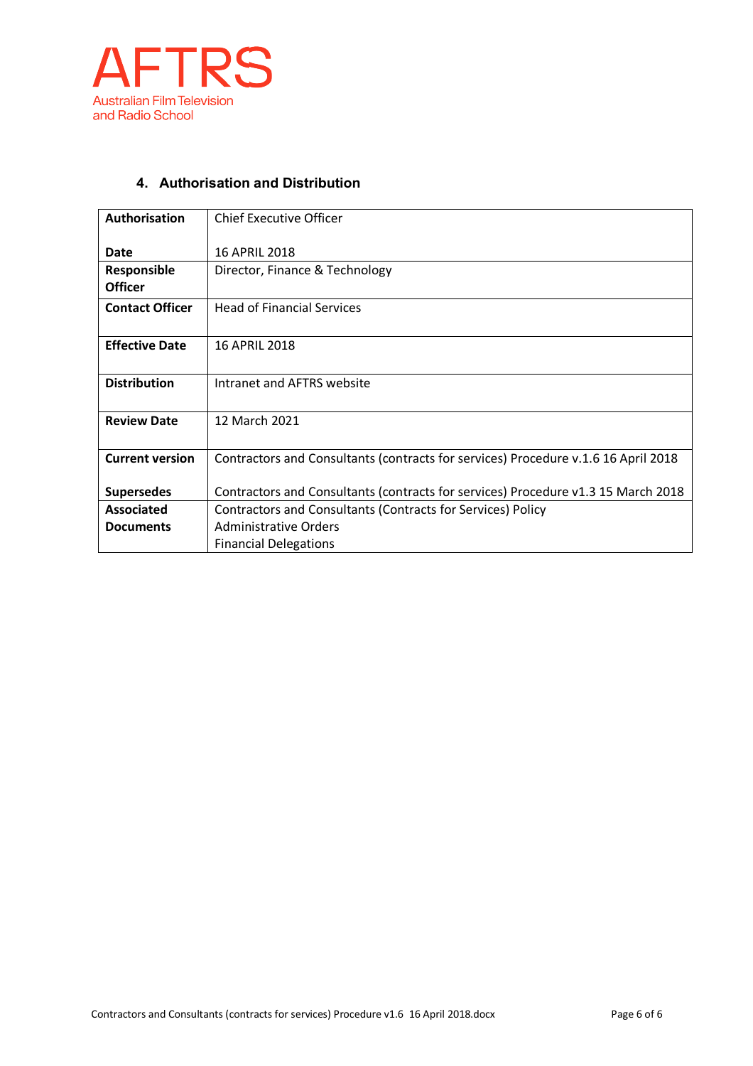AFTRS
Australian Film Television and Radio School

### 4. Authorisation and Distribution

| | |
|---|---|
| **Authorisation**<br><br>**Date** | Chief Executive Officer<br><br>16 APRIL 2018 |
| **Responsible Officer** | Director, Finance & Technology |
| **Contact Officer** | Head of Financial Services |
| **Effective Date** | 16 APRIL 2018 |
| **Distribution** | Intranet and AFTRS website |
| **Review Date** | 12 March 2021 |
| **Current version**<br><br>**Supersedes** | Contractors and Consultants (contracts for services) Procedure v.1.6 16 April 2018<br><br>Contractors and Consultants (contracts for services) Procedure v1.3 15 March 2018 |
| **Associated Documents** | Contractors and Consultants (Contracts for Services) Policy<br>Administrative Orders<br>Financial Delegations |